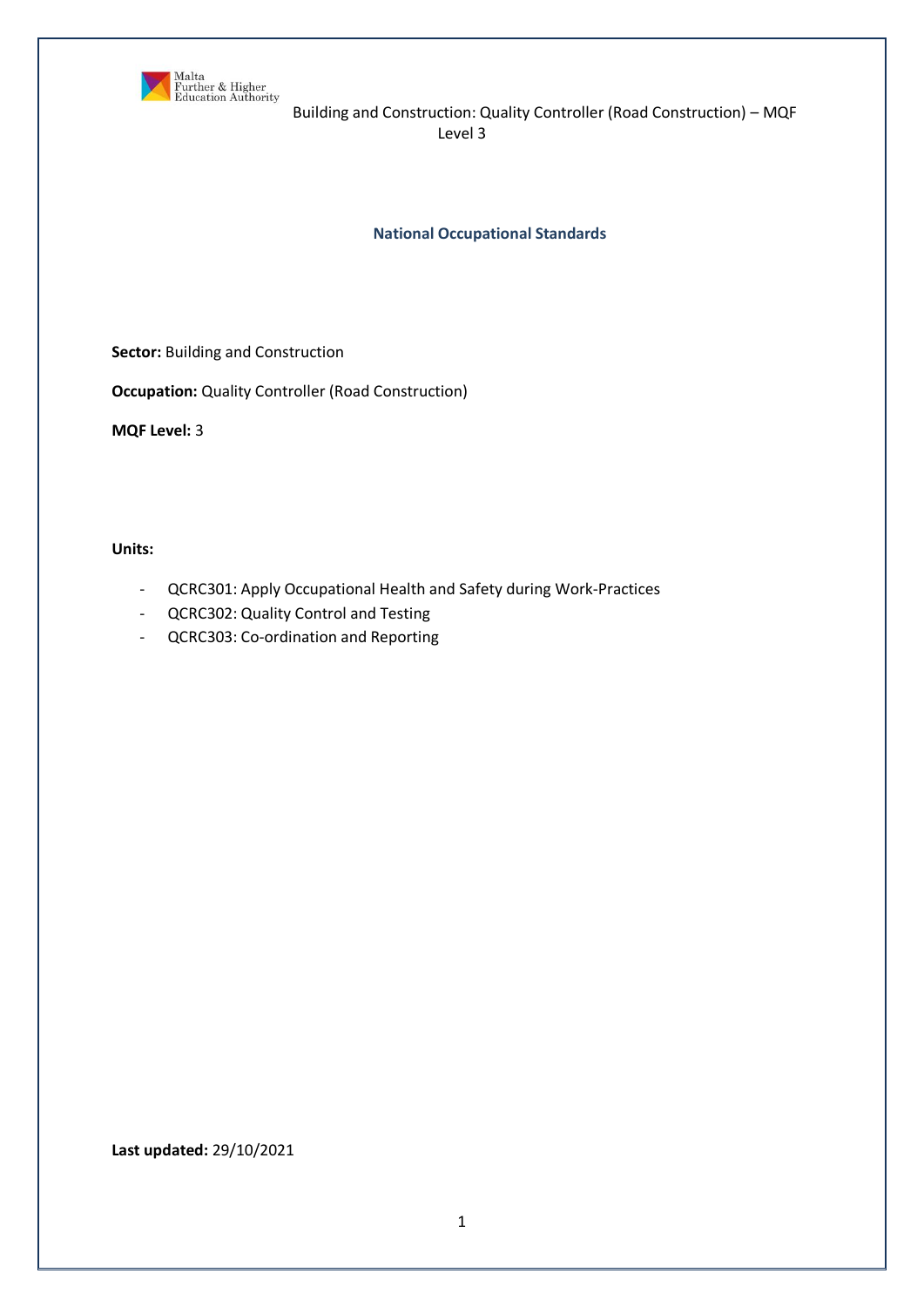Building and Construction: Quality Controller (Road Construction) – MQF Level 3

## National Occupational Standards

**Sector:** Building and Construction

**Occupation:** Quality Controller (Road Construction)

**MQF Level:** 3

**Units:**

- QCRC301: Apply Occupational Health and Safety during Work-Practices
- QCRC302: Quality Control and Testing
- QCRC303: Co-ordination and Reporting

**Last updated:** 29/10/2021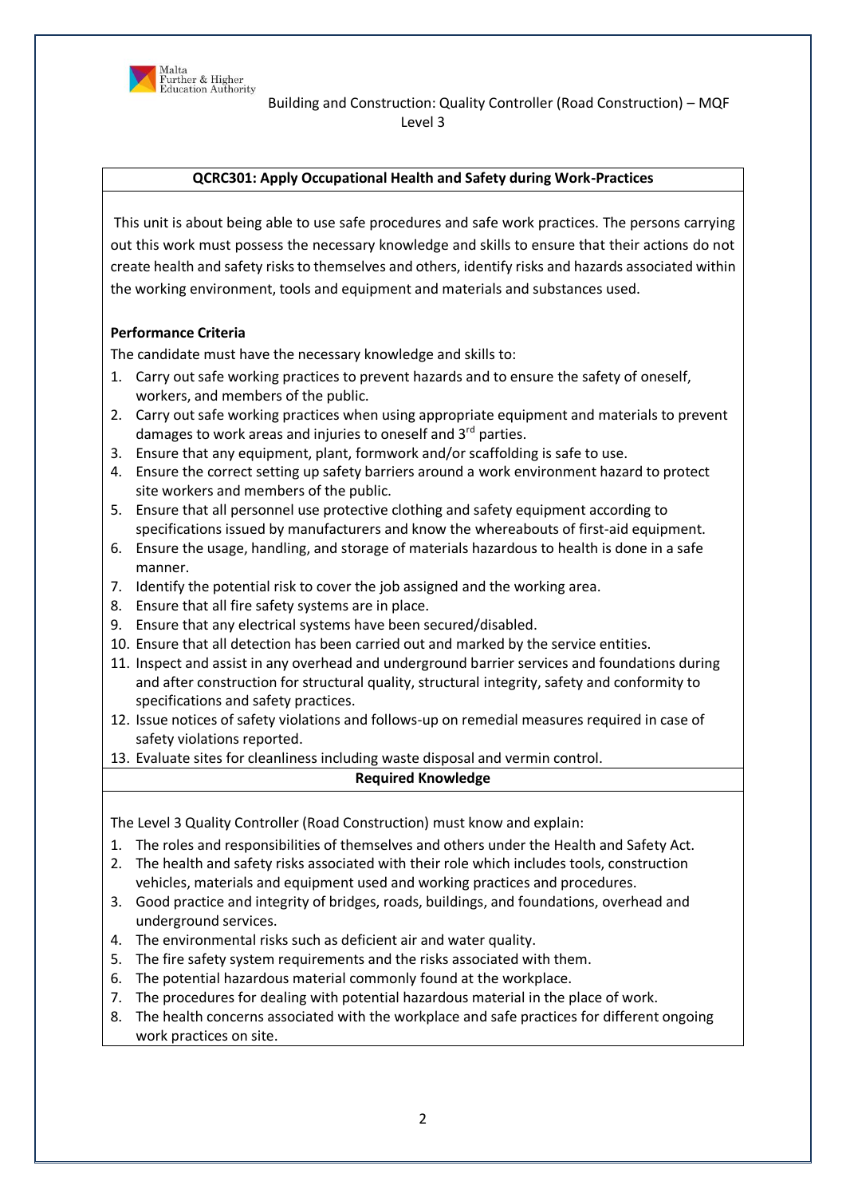## QCRC301: Apply Occupational Health and Safety during Work-Practices

This unit is about being able to use safe procedures and safe work practices. The persons carrying out this work must possess the necessary knowledge and skills to ensure that their actions do not create health and safety risks to themselves and others, identify risks and hazards associated within the working environment, tools and equipment and materials and substances used.

**Performance Criteria**

The candidate must have the necessary knowledge and skills to:

1. Carry out safe working practices to prevent hazards and to ensure the safety of oneself, workers, and members of the public.
2. Carry out safe working practices when using appropriate equipment and materials to prevent damages to work areas and injuries to oneself and 3rd parties.
3. Ensure that any equipment, plant, formwork and/or scaffolding is safe to use.
4. Ensure the correct setting up safety barriers around a work environment hazard to protect site workers and members of the public.
5. Ensure that all personnel use protective clothing and safety equipment according to specifications issued by manufacturers and know the whereabouts of first-aid equipment.
6. Ensure the usage, handling, and storage of materials hazardous to health is done in a safe manner.
7. Identify the potential risk to cover the job assigned and the working area.
8. Ensure that all fire safety systems are in place.
9. Ensure that any electrical systems have been secured/disabled.
10. Ensure that all detection has been carried out and marked by the service entities.
11. Inspect and assist in any overhead and underground barrier services and foundations during and after construction for structural quality, structural integrity, safety and conformity to specifications and safety practices.
12. Issue notices of safety violations and follows-up on remedial measures required in case of safety violations reported.
13. Evaluate sites for cleanliness including waste disposal and vermin control.

**Required Knowledge**

The Level 3 Quality Controller (Road Construction) must know and explain:

1. The roles and responsibilities of themselves and others under the Health and Safety Act.
2. The health and safety risks associated with their role which includes tools, construction vehicles, materials and equipment used and working practices and procedures.
3. Good practice and integrity of bridges, roads, buildings, and foundations, overhead and underground services.
4. The environmental risks such as deficient air and water quality.
5. The fire safety system requirements and the risks associated with them.
6. The potential hazardous material commonly found at the workplace.
7. The procedures for dealing with potential hazardous material in the place of work.
8. The health concerns associated with the workplace and safe practices for different ongoing work practices on site.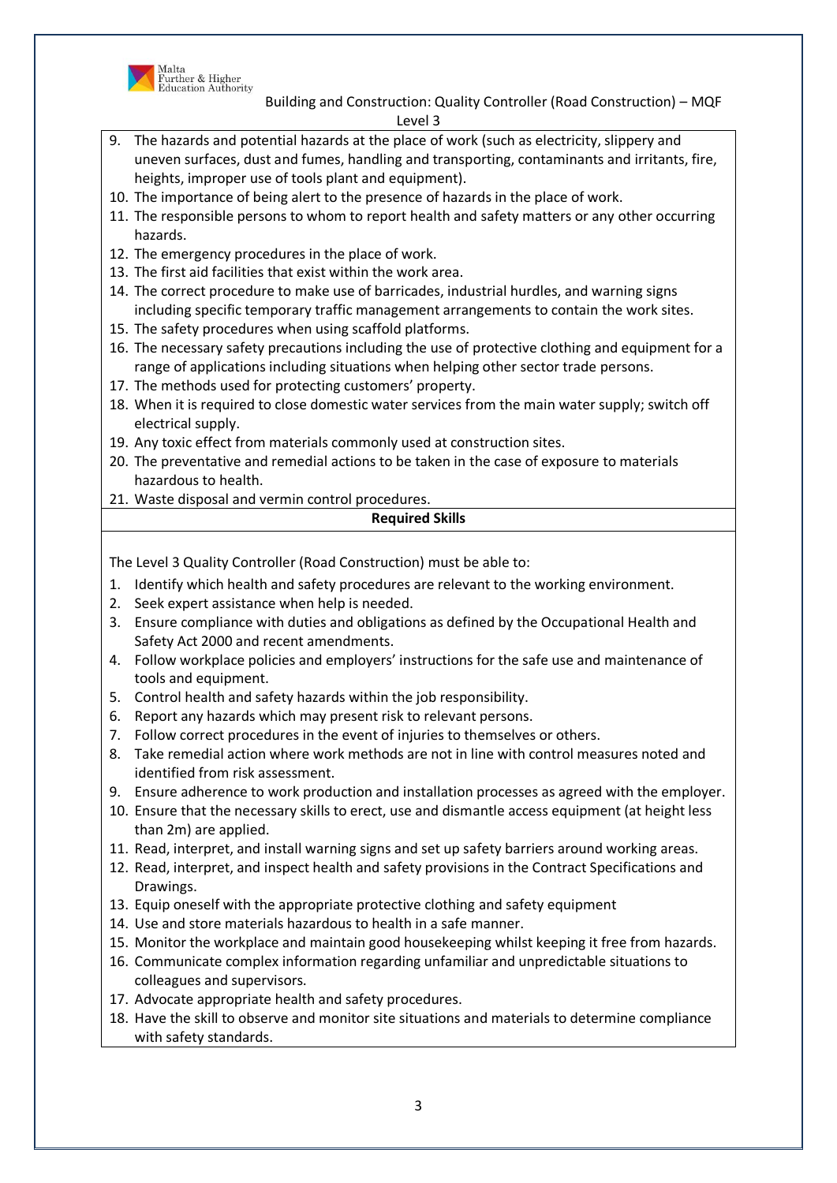9. The hazards and potential hazards at the place of work (such as electricity, slippery and uneven surfaces, dust and fumes, handling and transporting, contaminants and irritants, fire, heights, improper use of tools plant and equipment).
10. The importance of being alert to the presence of hazards in the place of work.
11. The responsible persons to whom to report health and safety matters or any other occurring hazards.
12. The emergency procedures in the place of work.
13. The first aid facilities that exist within the work area.
14. The correct procedure to make use of barricades, industrial hurdles, and warning signs including specific temporary traffic management arrangements to contain the work sites.
15. The safety procedures when using scaffold platforms.
16. The necessary safety precautions including the use of protective clothing and equipment for a range of applications including situations when helping other sector trade persons.
17. The methods used for protecting customers' property.
18. When it is required to close domestic water services from the main water supply; switch off electrical supply.
19. Any toxic effect from materials commonly used at construction sites.
20. The preventative and remedial actions to be taken in the case of exposure to materials hazardous to health.
21. Waste disposal and vermin control procedures.

**Required Skills**

The Level 3 Quality Controller (Road Construction) must be able to:

1. Identify which health and safety procedures are relevant to the working environment.
2. Seek expert assistance when help is needed.
3. Ensure compliance with duties and obligations as defined by the Occupational Health and Safety Act 2000 and recent amendments.
4. Follow workplace policies and employers' instructions for the safe use and maintenance of tools and equipment.
5. Control health and safety hazards within the job responsibility.
6. Report any hazards which may present risk to relevant persons.
7. Follow correct procedures in the event of injuries to themselves or others.
8. Take remedial action where work methods are not in line with control measures noted and identified from risk assessment.
9. Ensure adherence to work production and installation processes as agreed with the employer.
10. Ensure that the necessary skills to erect, use and dismantle access equipment (at height less than 2m) are applied.
11. Read, interpret, and install warning signs and set up safety barriers around working areas.
12. Read, interpret, and inspect health and safety provisions in the Contract Specifications and Drawings.
13. Equip oneself with the appropriate protective clothing and safety equipment
14. Use and store materials hazardous to health in a safe manner.
15. Monitor the workplace and maintain good housekeeping whilst keeping it free from hazards.
16. Communicate complex information regarding unfamiliar and unpredictable situations to colleagues and supervisors.
17. Advocate appropriate health and safety procedures.
18. Have the skill to observe and monitor site situations and materials to determine compliance with safety standards.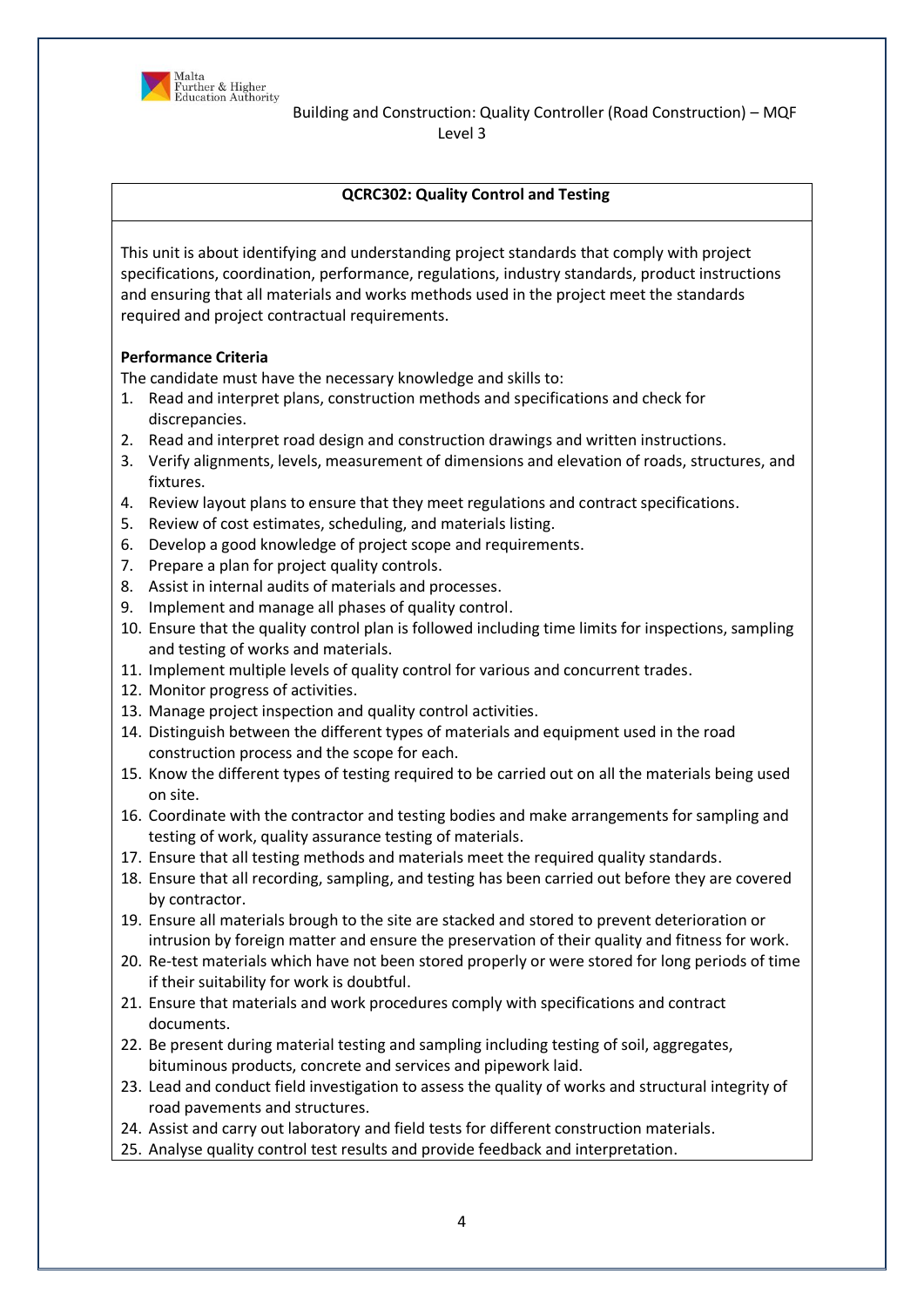## QCRC302: Quality Control and Testing

This unit is about identifying and understanding project standards that comply with project specifications, coordination, performance, regulations, industry standards, product instructions and ensuring that all materials and works methods used in the project meet the standards required and project contractual requirements.

**Performance Criteria**

The candidate must have the necessary knowledge and skills to:

1. Read and interpret plans, construction methods and specifications and check for discrepancies.
2. Read and interpret road design and construction drawings and written instructions.
3. Verify alignments, levels, measurement of dimensions and elevation of roads, structures, and fixtures.
4. Review layout plans to ensure that they meet regulations and contract specifications.
5. Review of cost estimates, scheduling, and materials listing.
6. Develop a good knowledge of project scope and requirements.
7. Prepare a plan for project quality controls.
8. Assist in internal audits of materials and processes.
9. Implement and manage all phases of quality control.
10. Ensure that the quality control plan is followed including time limits for inspections, sampling and testing of works and materials.
11. Implement multiple levels of quality control for various and concurrent trades.
12. Monitor progress of activities.
13. Manage project inspection and quality control activities.
14. Distinguish between the different types of materials and equipment used in the road construction process and the scope for each.
15. Know the different types of testing required to be carried out on all the materials being used on site.
16. Coordinate with the contractor and testing bodies and make arrangements for sampling and testing of work, quality assurance testing of materials.
17. Ensure that all testing methods and materials meet the required quality standards.
18. Ensure that all recording, sampling, and testing has been carried out before they are covered by contractor.
19. Ensure all materials brough to the site are stacked and stored to prevent deterioration or intrusion by foreign matter and ensure the preservation of their quality and fitness for work.
20. Re-test materials which have not been stored properly or were stored for long periods of time if their suitability for work is doubtful.
21. Ensure that materials and work procedures comply with specifications and contract documents.
22. Be present during material testing and sampling including testing of soil, aggregates, bituminous products, concrete and services and pipework laid.
23. Lead and conduct field investigation to assess the quality of works and structural integrity of road pavements and structures.
24. Assist and carry out laboratory and field tests for different construction materials.
25. Analyse quality control test results and provide feedback and interpretation.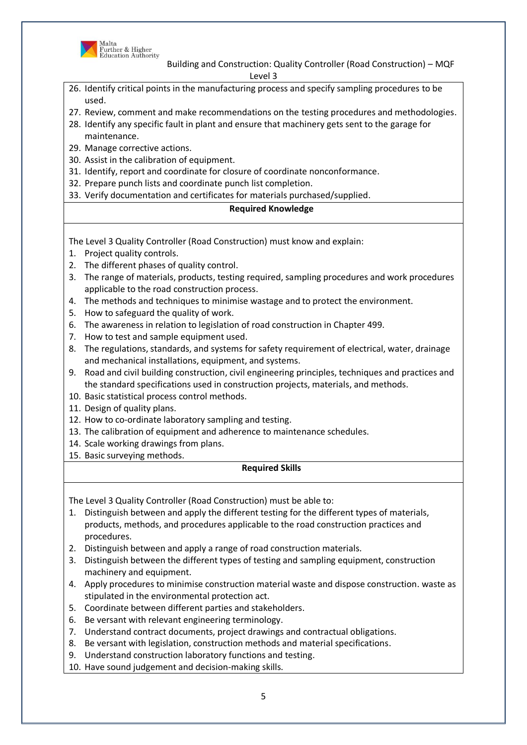26. Identify critical points in the manufacturing process and specify sampling procedures to be used.
27. Review, comment and make recommendations on the testing procedures and methodologies.
28. Identify any specific fault in plant and ensure that machinery gets sent to the garage for maintenance.
29. Manage corrective actions.
30. Assist in the calibration of equipment.
31. Identify, report and coordinate for closure of coordinate nonconformance.
32. Prepare punch lists and coordinate punch list completion.
33. Verify documentation and certificates for materials purchased/supplied.

**Required Knowledge**

The Level 3 Quality Controller (Road Construction) must know and explain:

1. Project quality controls.
2. The different phases of quality control.
3. The range of materials, products, testing required, sampling procedures and work procedures applicable to the road construction process.
4. The methods and techniques to minimise wastage and to protect the environment.
5. How to safeguard the quality of work.
6. The awareness in relation to legislation of road construction in Chapter 499.
7. How to test and sample equipment used.
8. The regulations, standards, and systems for safety requirement of electrical, water, drainage and mechanical installations, equipment, and systems.
9. Road and civil building construction, civil engineering principles, techniques and practices and the standard specifications used in construction projects, materials, and methods.
10. Basic statistical process control methods.
11. Design of quality plans.
12. How to co-ordinate laboratory sampling and testing.
13. The calibration of equipment and adherence to maintenance schedules.
14. Scale working drawings from plans.
15. Basic surveying methods.

**Required Skills**

The Level 3 Quality Controller (Road Construction) must be able to:

1. Distinguish between and apply the different testing for the different types of materials, products, methods, and procedures applicable to the road construction practices and procedures.
2. Distinguish between and apply a range of road construction materials.
3. Distinguish between the different types of testing and sampling equipment, construction machinery and equipment.
4. Apply procedures to minimise construction material waste and dispose construction. waste as stipulated in the environmental protection act.
5. Coordinate between different parties and stakeholders.
6. Be versant with relevant engineering terminology.
7. Understand contract documents, project drawings and contractual obligations.
8. Be versant with legislation, construction methods and material specifications.
9. Understand construction laboratory functions and testing.
10. Have sound judgement and decision-making skills.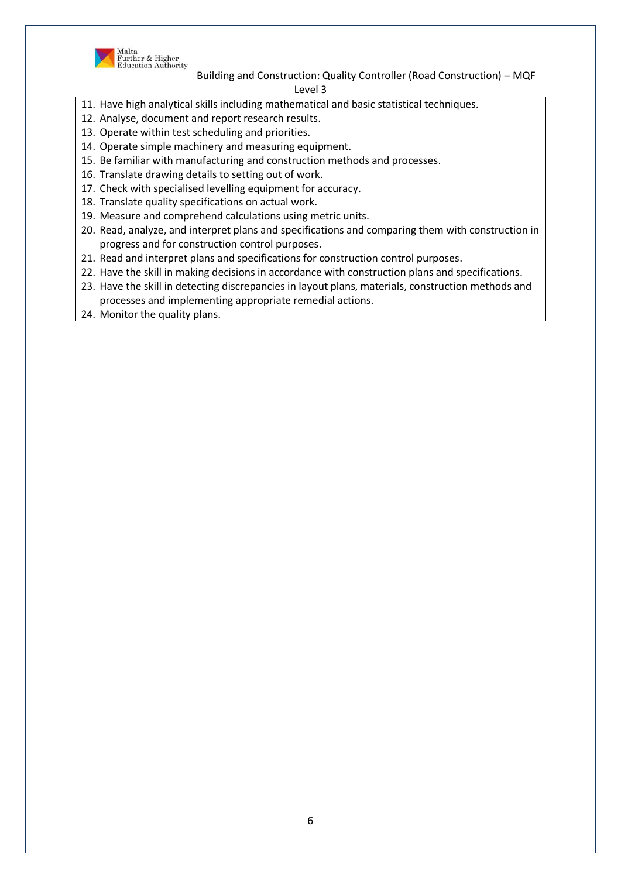11. Have high analytical skills including mathematical and basic statistical techniques.
12. Analyse, document and report research results.
13. Operate within test scheduling and priorities.
14. Operate simple machinery and measuring equipment.
15. Be familiar with manufacturing and construction methods and processes.
16. Translate drawing details to setting out of work.
17. Check with specialised levelling equipment for accuracy.
18. Translate quality specifications on actual work.
19. Measure and comprehend calculations using metric units.
20. Read, analyze, and interpret plans and specifications and comparing them with construction in progress and for construction control purposes.
21. Read and interpret plans and specifications for construction control purposes.
22. Have the skill in making decisions in accordance with construction plans and specifications.
23. Have the skill in detecting discrepancies in layout plans, materials, construction methods and processes and implementing appropriate remedial actions.
24. Monitor the quality plans.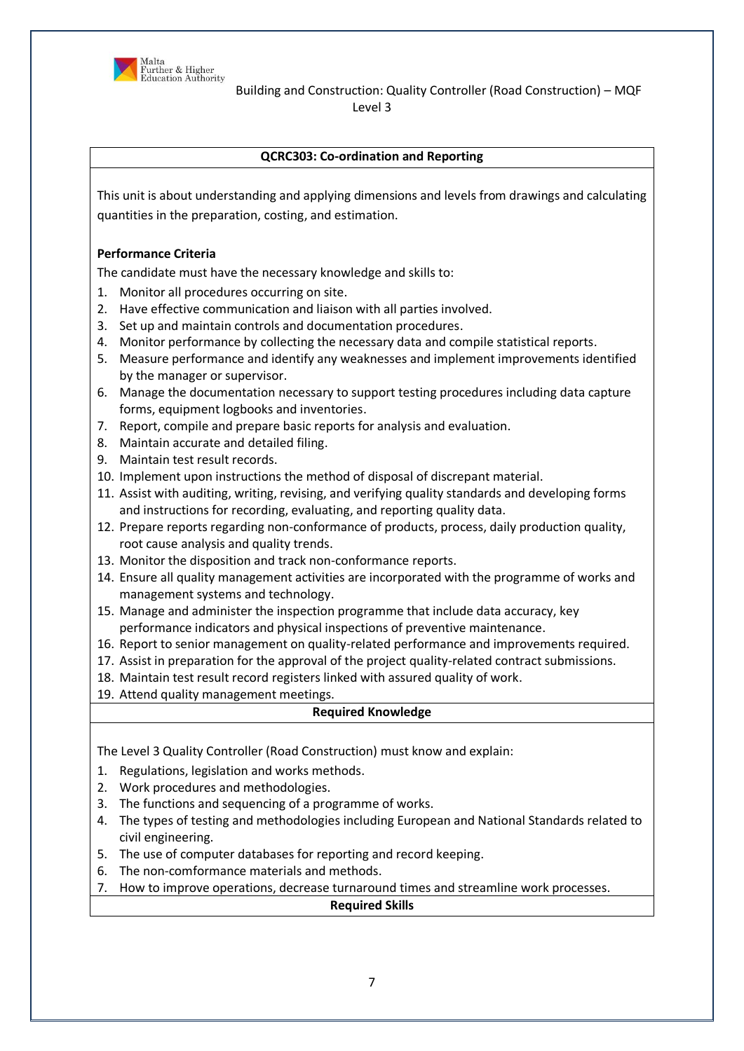## QCRC303: Co-ordination and Reporting

This unit is about understanding and applying dimensions and levels from drawings and calculating quantities in the preparation, costing, and estimation.

**Performance Criteria**

The candidate must have the necessary knowledge and skills to:

1. Monitor all procedures occurring on site.
2. Have effective communication and liaison with all parties involved.
3. Set up and maintain controls and documentation procedures.
4. Monitor performance by collecting the necessary data and compile statistical reports.
5. Measure performance and identify any weaknesses and implement improvements identified by the manager or supervisor.
6. Manage the documentation necessary to support testing procedures including data capture forms, equipment logbooks and inventories.
7. Report, compile and prepare basic reports for analysis and evaluation.
8. Maintain accurate and detailed filing.
9. Maintain test result records.
10. Implement upon instructions the method of disposal of discrepant material.
11. Assist with auditing, writing, revising, and verifying quality standards and developing forms and instructions for recording, evaluating, and reporting quality data.
12. Prepare reports regarding non-conformance of products, process, daily production quality, root cause analysis and quality trends.
13. Monitor the disposition and track non-conformance reports.
14. Ensure all quality management activities are incorporated with the programme of works and management systems and technology.
15. Manage and administer the inspection programme that include data accuracy, key performance indicators and physical inspections of preventive maintenance.
16. Report to senior management on quality-related performance and improvements required.
17. Assist in preparation for the approval of the project quality-related contract submissions.
18. Maintain test result record registers linked with assured quality of work.
19. Attend quality management meetings.

**Required Knowledge**

The Level 3 Quality Controller (Road Construction) must know and explain:

1. Regulations, legislation and works methods.
2. Work procedures and methodologies.
3. The functions and sequencing of a programme of works.
4. The types of testing and methodologies including European and National Standards related to civil engineering.
5. The use of computer databases for reporting and record keeping.
6. The non-comformance materials and methods.
7. How to improve operations, decrease turnaround times and streamline work processes.

**Required Skills**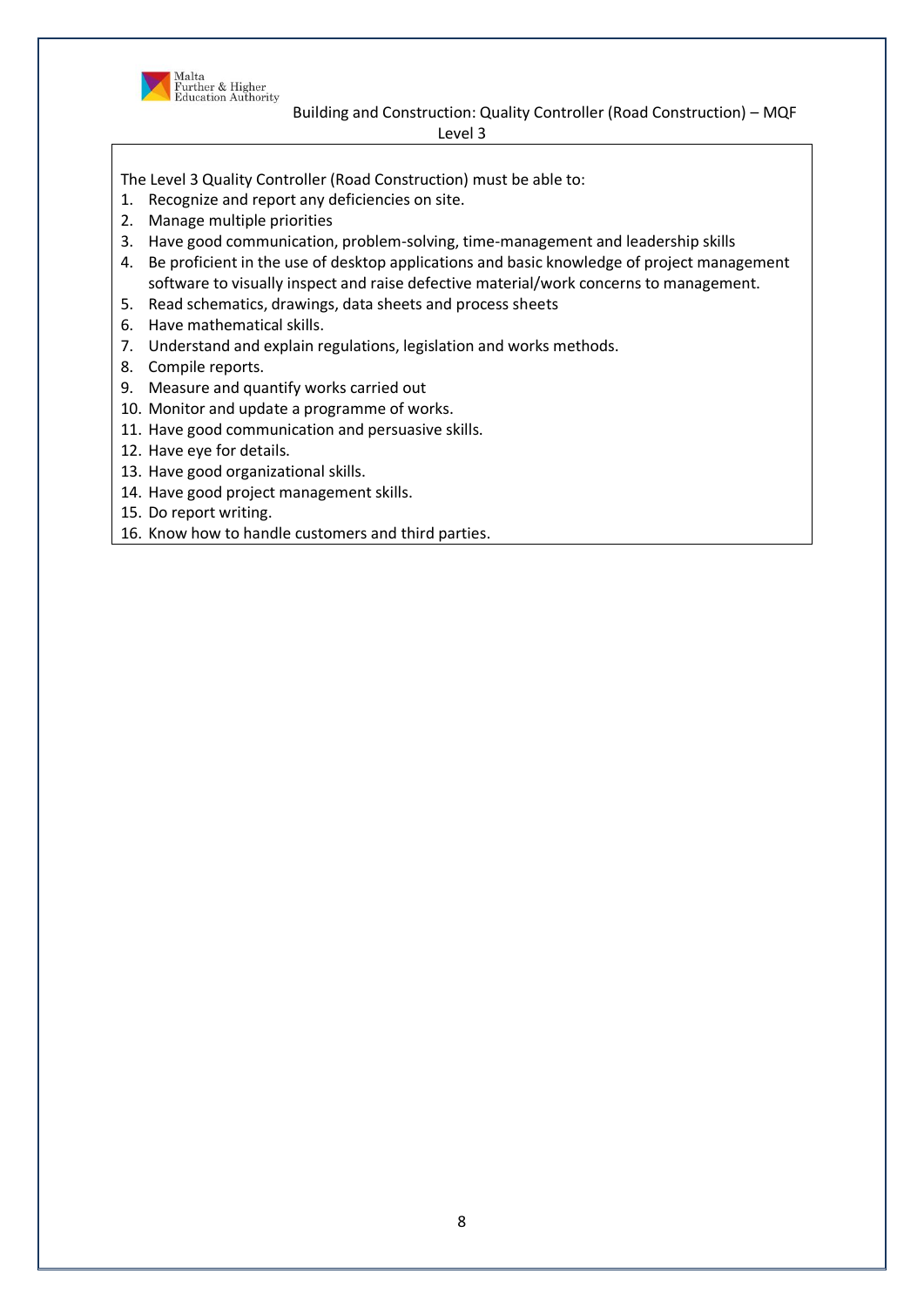The Level 3 Quality Controller (Road Construction) must be able to:

1. Recognize and report any deficiencies on site.
2. Manage multiple priorities
3. Have good communication, problem-solving, time-management and leadership skills
4. Be proficient in the use of desktop applications and basic knowledge of project management software to visually inspect and raise defective material/work concerns to management.
5. Read schematics, drawings, data sheets and process sheets
6. Have mathematical skills.
7. Understand and explain regulations, legislation and works methods.
8. Compile reports.
9. Measure and quantify works carried out
10. Monitor and update a programme of works.
11. Have good communication and persuasive skills.
12. Have eye for details.
13. Have good organizational skills.
14. Have good project management skills.
15. Do report writing.
16. Know how to handle customers and third parties.